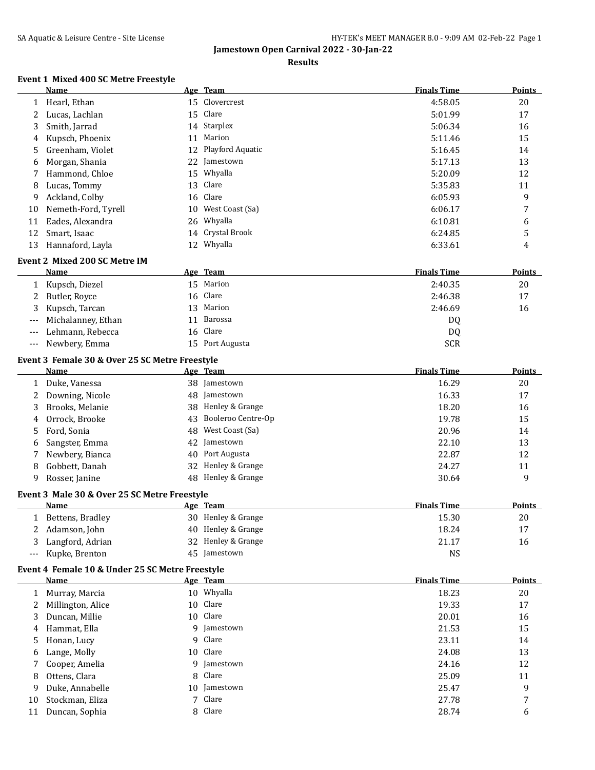# Jamestown Open Carnival 2022 - 30-Jan-22

## Results

### Event 1 Mixed 400 SC Metre Freestyle

| | Name | Age | Team | Finals Time | Points |
|---|---|---|---|---|---|
| 1 | Hearl, Ethan | 15 | Clovercrest | 4:58.05 | 20 |
| 2 | Lucas, Lachlan | 15 | Clare | 5:01.99 | 17 |
| 3 | Smith, Jarrad | 14 | Starplex | 5:06.34 | 16 |
| 4 | Kupsch, Phoenix | 11 | Marion | 5:11.46 | 15 |
| 5 | Greenham, Violet | 12 | Playford Aquatic | 5:16.45 | 14 |
| 6 | Morgan, Shania | 22 | Jamestown | 5:17.13 | 13 |
| 7 | Hammond, Chloe | 15 | Whyalla | 5:20.09 | 12 |
| 8 | Lucas, Tommy | 13 | Clare | 5:35.83 | 11 |
| 9 | Ackland, Colby | 16 | Clare | 6:05.93 | 9 |
| 10 | Nemeth-Ford, Tyrell | 10 | West Coast (Sa) | 6:06.17 | 7 |
| 11 | Eades, Alexandra | 26 | Whyalla | 6:10.81 | 6 |
| 12 | Smart, Isaac | 14 | Crystal Brook | 6:24.85 | 5 |
| 13 | Hannaford, Layla | 12 | Whyalla | 6:33.61 | 4 |

### Event 2 Mixed 200 SC Metre IM

| | Name | Age | Team | Finals Time | Points |
|---|---|---|---|---|---|
| 1 | Kupsch, Diezel | 15 | Marion | 2:40.35 | 20 |
| 2 | Butler, Royce | 16 | Clare | 2:46.38 | 17 |
| 3 | Kupsch, Tarcan | 13 | Marion | 2:46.69 | 16 |
| --- | Michalanney, Ethan | 11 | Barossa | DQ | |
| --- | Lehmann, Rebecca | 16 | Clare | DQ | |
| --- | Newbery, Emma | 15 | Port Augusta | SCR | |

### Event 3 Female 30 & Over 25 SC Metre Freestyle

| | Name | Age | Team | Finals Time | Points |
|---|---|---|---|---|---|
| 1 | Duke, Vanessa | 38 | Jamestown | 16.29 | 20 |
| 2 | Downing, Nicole | 48 | Jamestown | 16.33 | 17 |
| 3 | Brooks, Melanie | 38 | Henley & Grange | 18.20 | 16 |
| 4 | Orrock, Brooke | 43 | Booleroo Centre-Op | 19.78 | 15 |
| 5 | Ford, Sonia | 48 | West Coast (Sa) | 20.96 | 14 |
| 6 | Sangster, Emma | 42 | Jamestown | 22.10 | 13 |
| 7 | Newbery, Bianca | 40 | Port Augusta | 22.87 | 12 |
| 8 | Gobbett, Danah | 32 | Henley & Grange | 24.27 | 11 |
| 9 | Rosser, Janine | 48 | Henley & Grange | 30.64 | 9 |

### Event 3 Male 30 & Over 25 SC Metre Freestyle

| | Name | Age | Team | Finals Time | Points |
|---|---|---|---|---|---|
| 1 | Bettens, Bradley | 30 | Henley & Grange | 15.30 | 20 |
| 2 | Adamson, John | 40 | Henley & Grange | 18.24 | 17 |
| 3 | Langford, Adrian | 32 | Henley & Grange | 21.17 | 16 |
| --- | Kupke, Brenton | 45 | Jamestown | NS | |

### Event 4 Female 10 & Under 25 SC Metre Freestyle

| | Name | Age | Team | Finals Time | Points |
|---|---|---|---|---|---|
| 1 | Murray, Marcia | 10 | Whyalla | 18.23 | 20 |
| 2 | Millington, Alice | 10 | Clare | 19.33 | 17 |
| 3 | Duncan, Millie | 10 | Clare | 20.01 | 16 |
| 4 | Hammat, Ella | 9 | Jamestown | 21.53 | 15 |
| 5 | Honan, Lucy | 9 | Clare | 23.11 | 14 |
| 6 | Lange, Molly | 10 | Clare | 24.08 | 13 |
| 7 | Cooper, Amelia | 9 | Jamestown | 24.16 | 12 |
| 8 | Ottens, Clara | 8 | Clare | 25.09 | 11 |
| 9 | Duke, Annabelle | 10 | Jamestown | 25.47 | 9 |
| 10 | Stockman, Eliza | 7 | Clare | 27.78 | 7 |
| 11 | Duncan, Sophia | 8 | Clare | 28.74 | 6 |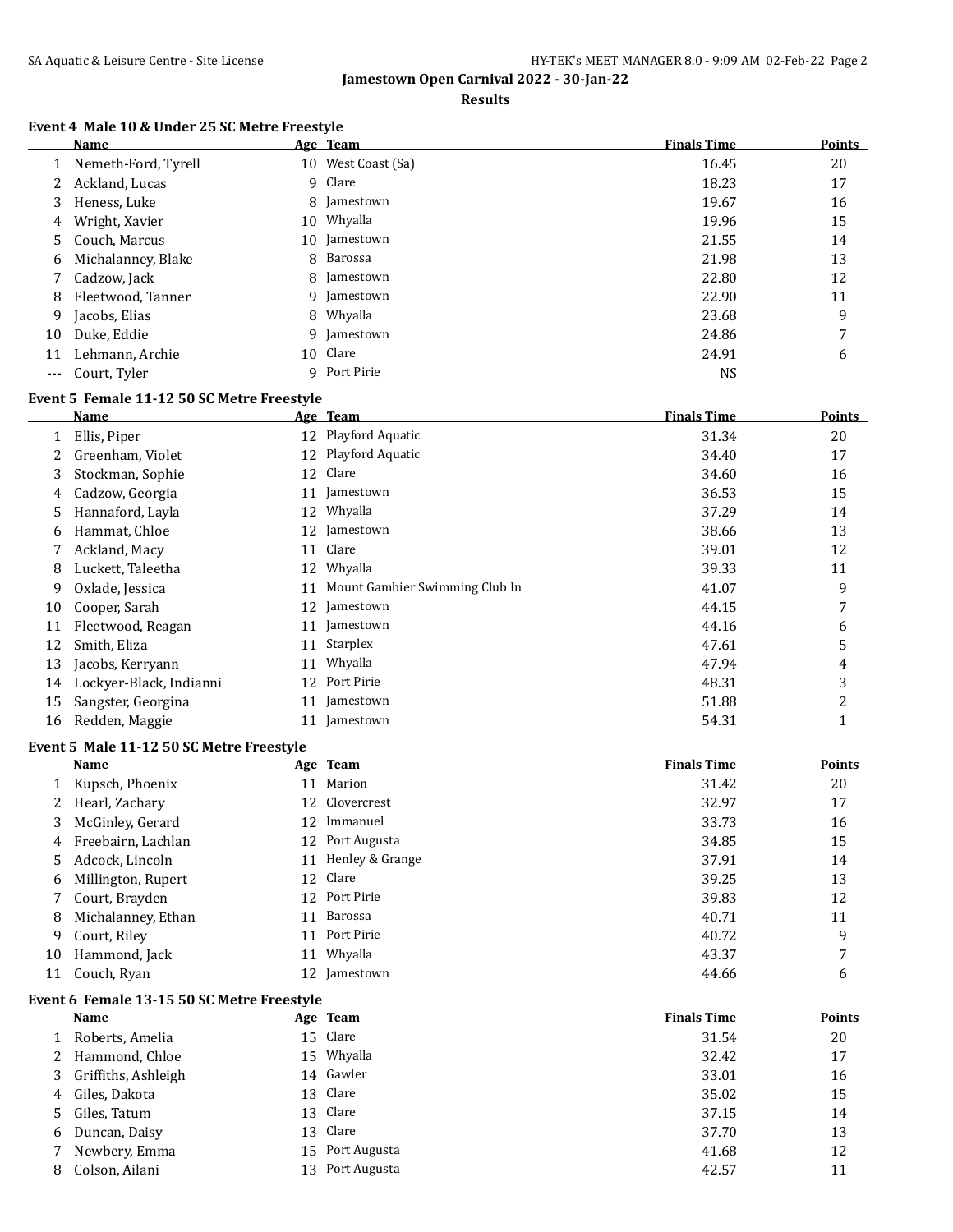## Jamestown Open Carnival 2022 - 30-Jan-22

### Results

#### Event 4 Male 10 & Under 25 SC Metre Freestyle

| | Name | Age | Team | Finals Time | Points |
|---|---|---|---|---|---|
| 1 | Nemeth-Ford, Tyrell | 10 | West Coast (Sa) | 16.45 | 20 |
| 2 | Ackland, Lucas | 9 | Clare | 18.23 | 17 |
| 3 | Heness, Luke | 8 | Jamestown | 19.67 | 16 |
| 4 | Wright, Xavier | 10 | Whyalla | 19.96 | 15 |
| 5 | Couch, Marcus | 10 | Jamestown | 21.55 | 14 |
| 6 | Michalanney, Blake | 8 | Barossa | 21.98 | 13 |
| 7 | Cadzow, Jack | 8 | Jamestown | 22.80 | 12 |
| 8 | Fleetwood, Tanner | 9 | Jamestown | 22.90 | 11 |
| 9 | Jacobs, Elias | 8 | Whyalla | 23.68 | 9 |
| 10 | Duke, Eddie | 9 | Jamestown | 24.86 | 7 |
| 11 | Lehmann, Archie | 10 | Clare | 24.91 | 6 |
| --- | Court, Tyler | 9 | Port Pirie | NS | |

#### Event 5 Female 11-12 50 SC Metre Freestyle

| | Name | Age | Team | Finals Time | Points |
|---|---|---|---|---|---|
| 1 | Ellis, Piper | 12 | Playford Aquatic | 31.34 | 20 |
| 2 | Greenham, Violet | 12 | Playford Aquatic | 34.40 | 17 |
| 3 | Stockman, Sophie | 12 | Clare | 34.60 | 16 |
| 4 | Cadzow, Georgia | 11 | Jamestown | 36.53 | 15 |
| 5 | Hannaford, Layla | 12 | Whyalla | 37.29 | 14 |
| 6 | Hammat, Chloe | 12 | Jamestown | 38.66 | 13 |
| 7 | Ackland, Macy | 11 | Clare | 39.01 | 12 |
| 8 | Luckett, Taleetha | 12 | Whyalla | 39.33 | 11 |
| 9 | Oxlade, Jessica | 11 | Mount Gambier Swimming Club In | 41.07 | 9 |
| 10 | Cooper, Sarah | 12 | Jamestown | 44.15 | 7 |
| 11 | Fleetwood, Reagan | 11 | Jamestown | 44.16 | 6 |
| 12 | Smith, Eliza | 11 | Starplex | 47.61 | 5 |
| 13 | Jacobs, Kerryann | 11 | Whyalla | 47.94 | 4 |
| 14 | Lockyer-Black, Indianni | 12 | Port Pirie | 48.31 | 3 |
| 15 | Sangster, Georgina | 11 | Jamestown | 51.88 | 2 |
| 16 | Redden, Maggie | 11 | Jamestown | 54.31 | 1 |

#### Event 5 Male 11-12 50 SC Metre Freestyle

| | Name | Age | Team | Finals Time | Points |
|---|---|---|---|---|---|
| 1 | Kupsch, Phoenix | 11 | Marion | 31.42 | 20 |
| 2 | Hearl, Zachary | 12 | Clovercrest | 32.97 | 17 |
| 3 | McGinley, Gerard | 12 | Immanuel | 33.73 | 16 |
| 4 | Freebairn, Lachlan | 12 | Port Augusta | 34.85 | 15 |
| 5 | Adcock, Lincoln | 11 | Henley & Grange | 37.91 | 14 |
| 6 | Millington, Rupert | 12 | Clare | 39.25 | 13 |
| 7 | Court, Brayden | 12 | Port Pirie | 39.83 | 12 |
| 8 | Michalanney, Ethan | 11 | Barossa | 40.71 | 11 |
| 9 | Court, Riley | 11 | Port Pirie | 40.72 | 9 |
| 10 | Hammond, Jack | 11 | Whyalla | 43.37 | 7 |
| 11 | Couch, Ryan | 12 | Jamestown | 44.66 | 6 |

#### Event 6 Female 13-15 50 SC Metre Freestyle

| | Name | Age | Team | Finals Time | Points |
|---|---|---|---|---|---|
| 1 | Roberts, Amelia | 15 | Clare | 31.54 | 20 |
| 2 | Hammond, Chloe | 15 | Whyalla | 32.42 | 17 |
| 3 | Griffiths, Ashleigh | 14 | Gawler | 33.01 | 16 |
| 4 | Giles, Dakota | 13 | Clare | 35.02 | 15 |
| 5 | Giles, Tatum | 13 | Clare | 37.15 | 14 |
| 6 | Duncan, Daisy | 13 | Clare | 37.70 | 13 |
| 7 | Newbery, Emma | 15 | Port Augusta | 41.68 | 12 |
| 8 | Colson, Ailani | 13 | Port Augusta | 42.57 | 11 |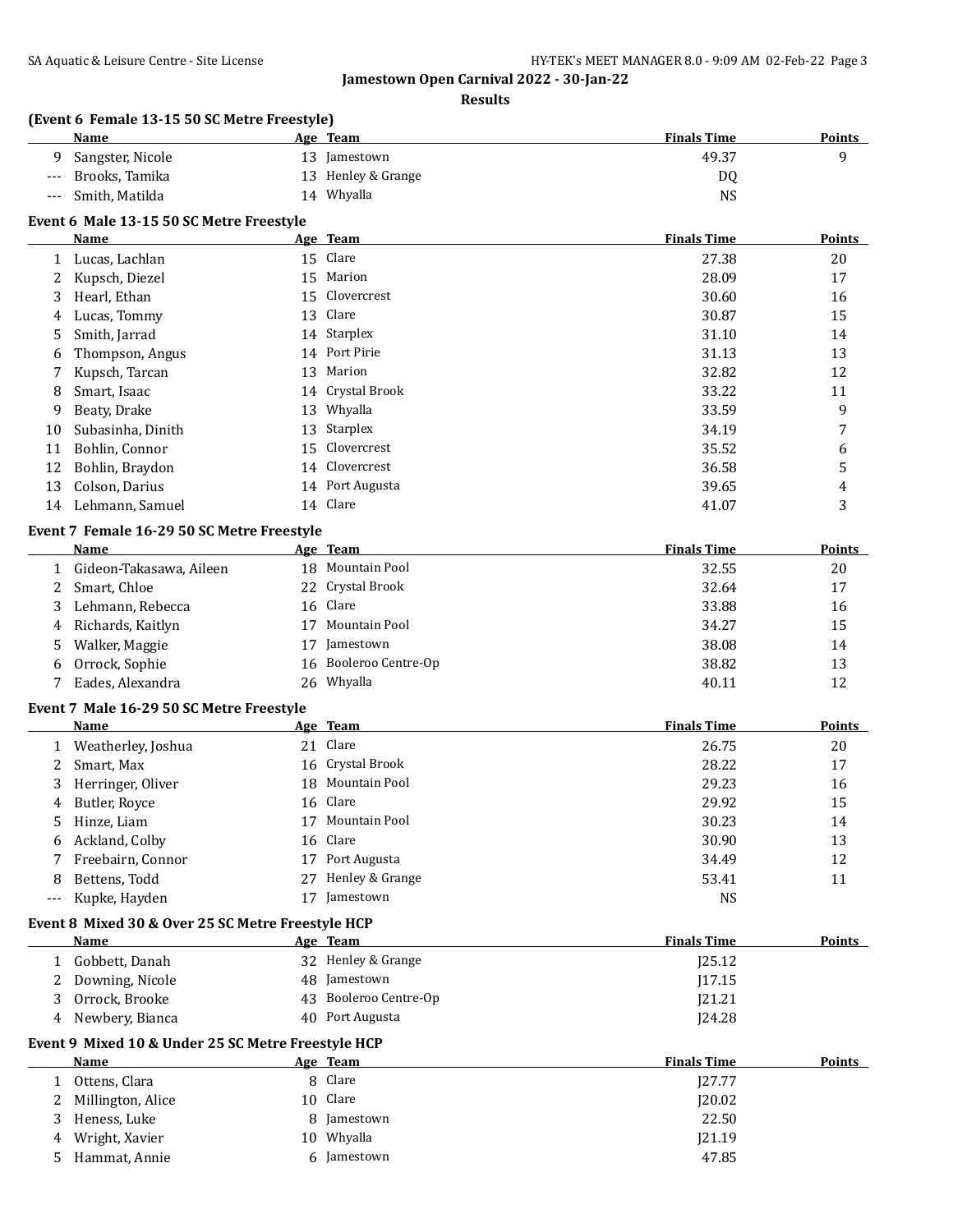**Jamestown Open Carnival 2022 - 30-Jan-22**

**Results**

### (Event 6 Female 13-15 50 SC Metre Freestyle)

| | Name | Age | Team | Finals Time | Points |
|---|---|---|---|---|---|
| 9 | Sangster, Nicole | 13 | Jamestown | 49.37 | 9 |
| --- | Brooks, Tamika | 13 | Henley & Grange | DQ | |
| --- | Smith, Matilda | 14 | Whyalla | NS | |

### Event 6 Male 13-15 50 SC Metre Freestyle

| | Name | Age | Team | Finals Time | Points |
|---|---|---|---|---|---|
| 1 | Lucas, Lachlan | 15 | Clare | 27.38 | 20 |
| 2 | Kupsch, Diezel | 15 | Marion | 28.09 | 17 |
| 3 | Hearl, Ethan | 15 | Clovercrest | 30.60 | 16 |
| 4 | Lucas, Tommy | 13 | Clare | 30.87 | 15 |
| 5 | Smith, Jarrad | 14 | Starplex | 31.10 | 14 |
| 6 | Thompson, Angus | 14 | Port Pirie | 31.13 | 13 |
| 7 | Kupsch, Tarcan | 13 | Marion | 32.82 | 12 |
| 8 | Smart, Isaac | 14 | Crystal Brook | 33.22 | 11 |
| 9 | Beaty, Drake | 13 | Whyalla | 33.59 | 9 |
| 10 | Subasinha, Dinith | 13 | Starplex | 34.19 | 7 |
| 11 | Bohlin, Connor | 15 | Clovercrest | 35.52 | 6 |
| 12 | Bohlin, Braydon | 14 | Clovercrest | 36.58 | 5 |
| 13 | Colson, Darius | 14 | Port Augusta | 39.65 | 4 |
| 14 | Lehmann, Samuel | 14 | Clare | 41.07 | 3 |

### Event 7 Female 16-29 50 SC Metre Freestyle

| | Name | Age | Team | Finals Time | Points |
|---|---|---|---|---|---|
| 1 | Gideon-Takasawa, Aileen | 18 | Mountain Pool | 32.55 | 20 |
| 2 | Smart, Chloe | 22 | Crystal Brook | 32.64 | 17 |
| 3 | Lehmann, Rebecca | 16 | Clare | 33.88 | 16 |
| 4 | Richards, Kaitlyn | 17 | Mountain Pool | 34.27 | 15 |
| 5 | Walker, Maggie | 17 | Jamestown | 38.08 | 14 |
| 6 | Orrock, Sophie | 16 | Booleroo Centre-Op | 38.82 | 13 |
| 7 | Eades, Alexandra | 26 | Whyalla | 40.11 | 12 |

### Event 7 Male 16-29 50 SC Metre Freestyle

| | Name | Age | Team | Finals Time | Points |
|---|---|---|---|---|---|
| 1 | Weatherley, Joshua | 21 | Clare | 26.75 | 20 |
| 2 | Smart, Max | 16 | Crystal Brook | 28.22 | 17 |
| 3 | Herringer, Oliver | 18 | Mountain Pool | 29.23 | 16 |
| 4 | Butler, Royce | 16 | Clare | 29.92 | 15 |
| 5 | Hinze, Liam | 17 | Mountain Pool | 30.23 | 14 |
| 6 | Ackland, Colby | 16 | Clare | 30.90 | 13 |
| 7 | Freebairn, Connor | 17 | Port Augusta | 34.49 | 12 |
| 8 | Bettens, Todd | 27 | Henley & Grange | 53.41 | 11 |
| --- | Kupke, Hayden | 17 | Jamestown | NS | |

### Event 8 Mixed 30 & Over 25 SC Metre Freestyle HCP

| | Name | Age | Team | Finals Time | Points |
|---|---|---|---|---|---|
| 1 | Gobbett, Danah | 32 | Henley & Grange | J25.12 | |
| 2 | Downing, Nicole | 48 | Jamestown | J17.15 | |
| 3 | Orrock, Brooke | 43 | Booleroo Centre-Op | J21.21 | |
| 4 | Newbery, Bianca | 40 | Port Augusta | J24.28 | |

### Event 9 Mixed 10 & Under 25 SC Metre Freestyle HCP

| | Name | Age | Team | Finals Time | Points |
|---|---|---|---|---|---|
| 1 | Ottens, Clara | 8 | Clare | J27.77 | |
| 2 | Millington, Alice | 10 | Clare | J20.02 | |
| 3 | Heness, Luke | 8 | Jamestown | 22.50 | |
| 4 | Wright, Xavier | 10 | Whyalla | J21.19 | |
| 5 | Hammat, Annie | 6 | Jamestown | 47.85 | |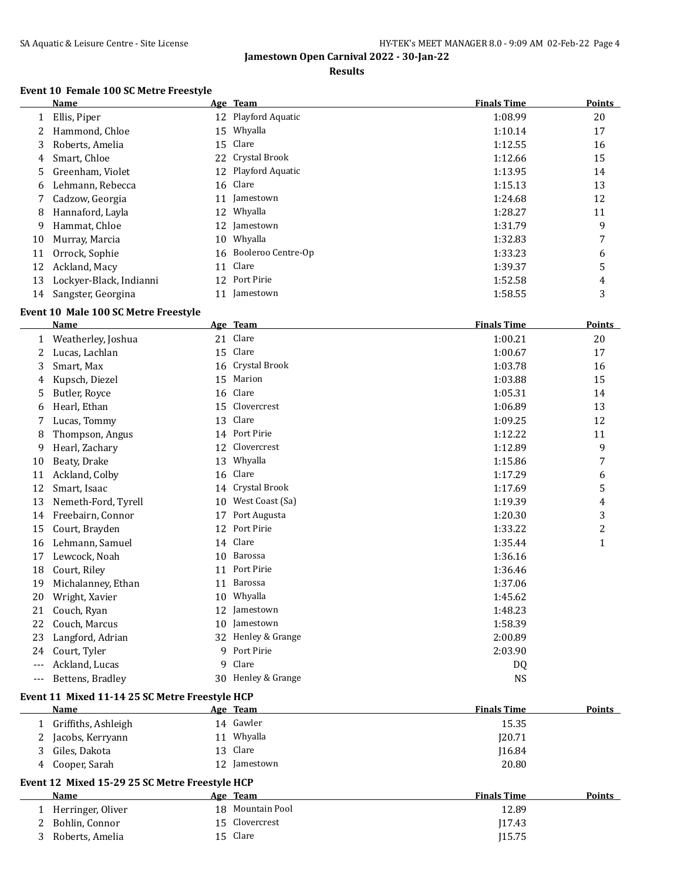## Jamestown Open Carnival 2022 - 30-Jan-22

### Results

#### Event 10 Female 100 SC Metre Freestyle

| | Name | Age | Team | Finals Time | Points |
|---|---|---|---|---|---|
| 1 | Ellis, Piper | 12 | Playford Aquatic | 1:08.99 | 20 |
| 2 | Hammond, Chloe | 15 | Whyalla | 1:10.14 | 17 |
| 3 | Roberts, Amelia | 15 | Clare | 1:12.55 | 16 |
| 4 | Smart, Chloe | 22 | Crystal Brook | 1:12.66 | 15 |
| 5 | Greenham, Violet | 12 | Playford Aquatic | 1:13.95 | 14 |
| 6 | Lehmann, Rebecca | 16 | Clare | 1:15.13 | 13 |
| 7 | Cadzow, Georgia | 11 | Jamestown | 1:24.68 | 12 |
| 8 | Hannaford, Layla | 12 | Whyalla | 1:28.27 | 11 |
| 9 | Hammat, Chloe | 12 | Jamestown | 1:31.79 | 9 |
| 10 | Murray, Marcia | 10 | Whyalla | 1:32.83 | 7 |
| 11 | Orrock, Sophie | 16 | Booleroo Centre-Op | 1:33.23 | 6 |
| 12 | Ackland, Macy | 11 | Clare | 1:39.37 | 5 |
| 13 | Lockyer-Black, Indianni | 12 | Port Pirie | 1:52.58 | 4 |
| 14 | Sangster, Georgina | 11 | Jamestown | 1:58.55 | 3 |

#### Event 10 Male 100 SC Metre Freestyle

| | Name | Age | Team | Finals Time | Points |
|---|---|---|---|---|---|
| 1 | Weatherley, Joshua | 21 | Clare | 1:00.21 | 20 |
| 2 | Lucas, Lachlan | 15 | Clare | 1:00.67 | 17 |
| 3 | Smart, Max | 16 | Crystal Brook | 1:03.78 | 16 |
| 4 | Kupsch, Diezel | 15 | Marion | 1:03.88 | 15 |
| 5 | Butler, Royce | 16 | Clare | 1:05.31 | 14 |
| 6 | Hearl, Ethan | 15 | Clovercrest | 1:06.89 | 13 |
| 7 | Lucas, Tommy | 13 | Clare | 1:09.25 | 12 |
| 8 | Thompson, Angus | 14 | Port Pirie | 1:12.22 | 11 |
| 9 | Hearl, Zachary | 12 | Clovercrest | 1:12.89 | 9 |
| 10 | Beaty, Drake | 13 | Whyalla | 1:15.86 | 7 |
| 11 | Ackland, Colby | 16 | Clare | 1:17.29 | 6 |
| 12 | Smart, Isaac | 14 | Crystal Brook | 1:17.69 | 5 |
| 13 | Nemeth-Ford, Tyrell | 10 | West Coast (Sa) | 1:19.39 | 4 |
| 14 | Freebairn, Connor | 17 | Port Augusta | 1:20.30 | 3 |
| 15 | Court, Brayden | 12 | Port Pirie | 1:33.22 | 2 |
| 16 | Lehmann, Samuel | 14 | Clare | 1:35.44 | 1 |
| 17 | Lewcock, Noah | 10 | Barossa | 1:36.16 | |
| 18 | Court, Riley | 11 | Port Pirie | 1:36.46 | |
| 19 | Michalanney, Ethan | 11 | Barossa | 1:37.06 | |
| 20 | Wright, Xavier | 10 | Whyalla | 1:45.62 | |
| 21 | Couch, Ryan | 12 | Jamestown | 1:48.23 | |
| 22 | Couch, Marcus | 10 | Jamestown | 1:58.39 | |
| 23 | Langford, Adrian | 32 | Henley & Grange | 2:00.89 | |
| 24 | Court, Tyler | 9 | Port Pirie | 2:03.90 | |
| --- | Ackland, Lucas | 9 | Clare | DQ | |
| --- | Bettens, Bradley | 30 | Henley & Grange | NS | |

#### Event 11 Mixed 11-14 25 SC Metre Freestyle HCP

| | Name | Age | Team | Finals Time | Points |
|---|---|---|---|---|---|
| 1 | Griffiths, Ashleigh | 14 | Gawler | 15.35 | |
| 2 | Jacobs, Kerryann | 11 | Whyalla | J20.71 | |
| 3 | Giles, Dakota | 13 | Clare | J16.84 | |
| 4 | Cooper, Sarah | 12 | Jamestown | 20.80 | |

#### Event 12 Mixed 15-29 25 SC Metre Freestyle HCP

| | Name | Age | Team | Finals Time | Points |
|---|---|---|---|---|---|
| 1 | Herringer, Oliver | 18 | Mountain Pool | 12.89 | |
| 2 | Bohlin, Connor | 15 | Clovercrest | J17.43 | |
| 3 | Roberts, Amelia | 15 | Clare | J15.75 | |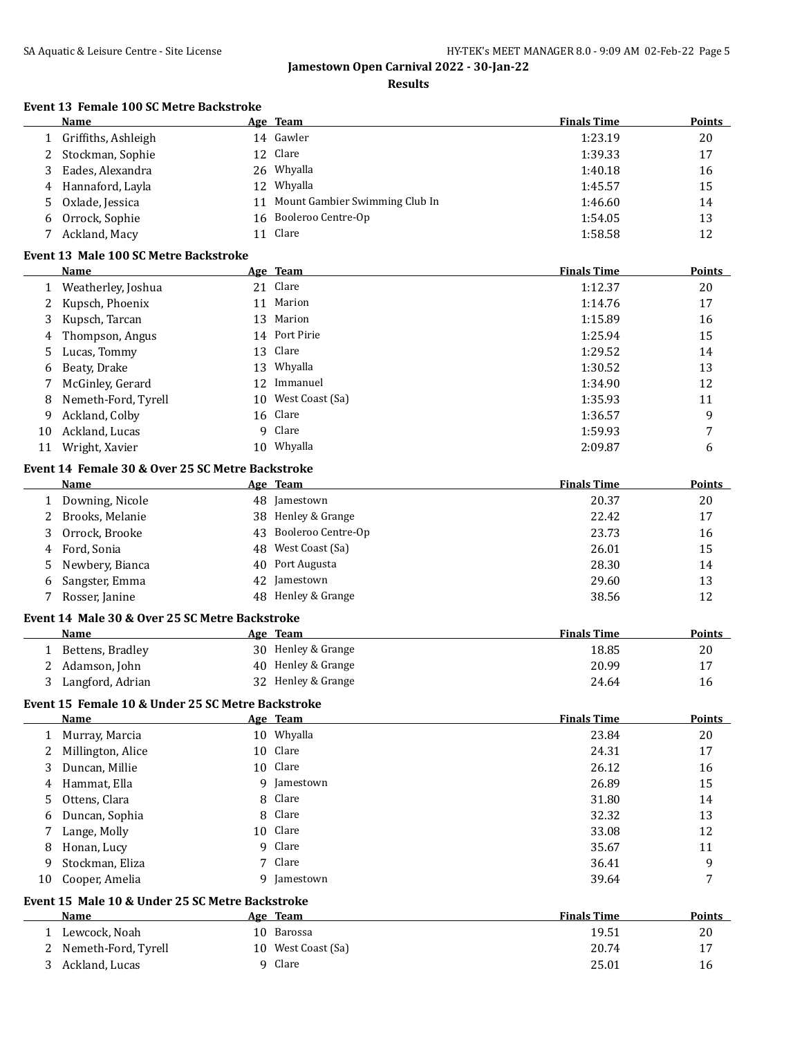## Jamestown Open Carnival 2022 - 30-Jan-22

### Results

#### Event 13 Female 100 SC Metre Backstroke

| | Name | Age | Team | Finals Time | Points |
|---|---|---|---|---|---|
| 1 | Griffiths, Ashleigh | 14 | Gawler | 1:23.19 | 20 |
| 2 | Stockman, Sophie | 12 | Clare | 1:39.33 | 17 |
| 3 | Eades, Alexandra | 26 | Whyalla | 1:40.18 | 16 |
| 4 | Hannaford, Layla | 12 | Whyalla | 1:45.57 | 15 |
| 5 | Oxlade, Jessica | 11 | Mount Gambier Swimming Club In | 1:46.60 | 14 |
| 6 | Orrock, Sophie | 16 | Booleroo Centre-Op | 1:54.05 | 13 |
| 7 | Ackland, Macy | 11 | Clare | 1:58.58 | 12 |

#### Event 13 Male 100 SC Metre Backstroke

| | Name | Age | Team | Finals Time | Points |
|---|---|---|---|---|---|
| 1 | Weatherley, Joshua | 21 | Clare | 1:12.37 | 20 |
| 2 | Kupsch, Phoenix | 11 | Marion | 1:14.76 | 17 |
| 3 | Kupsch, Tarcan | 13 | Marion | 1:15.89 | 16 |
| 4 | Thompson, Angus | 14 | Port Pirie | 1:25.94 | 15 |
| 5 | Lucas, Tommy | 13 | Clare | 1:29.52 | 14 |
| 6 | Beaty, Drake | 13 | Whyalla | 1:30.52 | 13 |
| 7 | McGinley, Gerard | 12 | Immanuel | 1:34.90 | 12 |
| 8 | Nemeth-Ford, Tyrell | 10 | West Coast (Sa) | 1:35.93 | 11 |
| 9 | Ackland, Colby | 16 | Clare | 1:36.57 | 9 |
| 10 | Ackland, Lucas | 9 | Clare | 1:59.93 | 7 |
| 11 | Wright, Xavier | 10 | Whyalla | 2:09.87 | 6 |

#### Event 14 Female 30 & Over 25 SC Metre Backstroke

| | Name | Age | Team | Finals Time | Points |
|---|---|---|---|---|---|
| 1 | Downing, Nicole | 48 | Jamestown | 20.37 | 20 |
| 2 | Brooks, Melanie | 38 | Henley & Grange | 22.42 | 17 |
| 3 | Orrock, Brooke | 43 | Booleroo Centre-Op | 23.73 | 16 |
| 4 | Ford, Sonia | 48 | West Coast (Sa) | 26.01 | 15 |
| 5 | Newbery, Bianca | 40 | Port Augusta | 28.30 | 14 |
| 6 | Sangster, Emma | 42 | Jamestown | 29.60 | 13 |
| 7 | Rosser, Janine | 48 | Henley & Grange | 38.56 | 12 |

#### Event 14 Male 30 & Over 25 SC Metre Backstroke

| | Name | Age | Team | Finals Time | Points |
|---|---|---|---|---|---|
| 1 | Bettens, Bradley | 30 | Henley & Grange | 18.85 | 20 |
| 2 | Adamson, John | 40 | Henley & Grange | 20.99 | 17 |
| 3 | Langford, Adrian | 32 | Henley & Grange | 24.64 | 16 |

#### Event 15 Female 10 & Under 25 SC Metre Backstroke

| | Name | Age | Team | Finals Time | Points |
|---|---|---|---|---|---|
| 1 | Murray, Marcia | 10 | Whyalla | 23.84 | 20 |
| 2 | Millington, Alice | 10 | Clare | 24.31 | 17 |
| 3 | Duncan, Millie | 10 | Clare | 26.12 | 16 |
| 4 | Hammat, Ella | 9 | Jamestown | 26.89 | 15 |
| 5 | Ottens, Clara | 8 | Clare | 31.80 | 14 |
| 6 | Duncan, Sophia | 8 | Clare | 32.32 | 13 |
| 7 | Lange, Molly | 10 | Clare | 33.08 | 12 |
| 8 | Honan, Lucy | 9 | Clare | 35.67 | 11 |
| 9 | Stockman, Eliza | 7 | Clare | 36.41 | 9 |
| 10 | Cooper, Amelia | 9 | Jamestown | 39.64 | 7 |

#### Event 15 Male 10 & Under 25 SC Metre Backstroke

| | Name | Age | Team | Finals Time | Points |
|---|---|---|---|---|---|
| 1 | Lewcock, Noah | 10 | Barossa | 19.51 | 20 |
| 2 | Nemeth-Ford, Tyrell | 10 | West Coast (Sa) | 20.74 | 17 |
| 3 | Ackland, Lucas | 9 | Clare | 25.01 | 16 |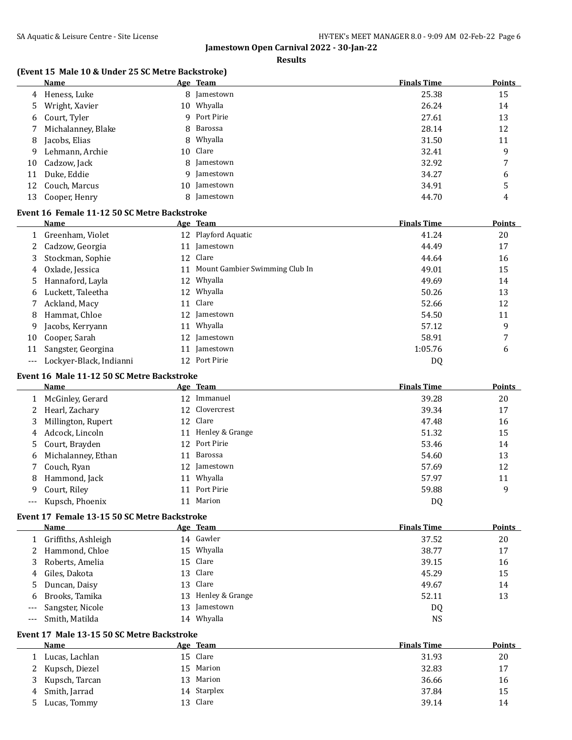**Jamestown Open Carnival 2022 - 30-Jan-22**

**Results**

### (Event 15 Male 10 & Under 25 SC Metre Backstroke)

| | Name | Age | Team | Finals Time | Points |
|---|---|---|---|---|---|
| 4 | Heness, Luke | 8 | Jamestown | 25.38 | 15 |
| 5 | Wright, Xavier | 10 | Whyalla | 26.24 | 14 |
| 6 | Court, Tyler | 9 | Port Pirie | 27.61 | 13 |
| 7 | Michalanney, Blake | 8 | Barossa | 28.14 | 12 |
| 8 | Jacobs, Elias | 8 | Whyalla | 31.50 | 11 |
| 9 | Lehmann, Archie | 10 | Clare | 32.41 | 9 |
| 10 | Cadzow, Jack | 8 | Jamestown | 32.92 | 7 |
| 11 | Duke, Eddie | 9 | Jamestown | 34.27 | 6 |
| 12 | Couch, Marcus | 10 | Jamestown | 34.91 | 5 |
| 13 | Cooper, Henry | 8 | Jamestown | 44.70 | 4 |

### Event 16 Female 11-12 50 SC Metre Backstroke

| | Name | Age | Team | Finals Time | Points |
|---|---|---|---|---|---|
| 1 | Greenham, Violet | 12 | Playford Aquatic | 41.24 | 20 |
| 2 | Cadzow, Georgia | 11 | Jamestown | 44.49 | 17 |
| 3 | Stockman, Sophie | 12 | Clare | 44.64 | 16 |
| 4 | Oxlade, Jessica | 11 | Mount Gambier Swimming Club In | 49.01 | 15 |
| 5 | Hannaford, Layla | 12 | Whyalla | 49.69 | 14 |
| 6 | Luckett, Taleetha | 12 | Whyalla | 50.26 | 13 |
| 7 | Ackland, Macy | 11 | Clare | 52.66 | 12 |
| 8 | Hammat, Chloe | 12 | Jamestown | 54.50 | 11 |
| 9 | Jacobs, Kerryann | 11 | Whyalla | 57.12 | 9 |
| 10 | Cooper, Sarah | 12 | Jamestown | 58.91 | 7 |
| 11 | Sangster, Georgina | 11 | Jamestown | 1:05.76 | 6 |
| --- | Lockyer-Black, Indianni | 12 | Port Pirie | DQ | |

### Event 16 Male 11-12 50 SC Metre Backstroke

| | Name | Age | Team | Finals Time | Points |
|---|---|---|---|---|---|
| 1 | McGinley, Gerard | 12 | Immanuel | 39.28 | 20 |
| 2 | Hearl, Zachary | 12 | Clovercrest | 39.34 | 17 |
| 3 | Millington, Rupert | 12 | Clare | 47.48 | 16 |
| 4 | Adcock, Lincoln | 11 | Henley & Grange | 51.32 | 15 |
| 5 | Court, Brayden | 12 | Port Pirie | 53.46 | 14 |
| 6 | Michalanney, Ethan | 11 | Barossa | 54.60 | 13 |
| 7 | Couch, Ryan | 12 | Jamestown | 57.69 | 12 |
| 8 | Hammond, Jack | 11 | Whyalla | 57.97 | 11 |
| 9 | Court, Riley | 11 | Port Pirie | 59.88 | 9 |
| --- | Kupsch, Phoenix | 11 | Marion | DQ | |

### Event 17 Female 13-15 50 SC Metre Backstroke

| | Name | Age | Team | Finals Time | Points |
|---|---|---|---|---|---|
| 1 | Griffiths, Ashleigh | 14 | Gawler | 37.52 | 20 |
| 2 | Hammond, Chloe | 15 | Whyalla | 38.77 | 17 |
| 3 | Roberts, Amelia | 15 | Clare | 39.15 | 16 |
| 4 | Giles, Dakota | 13 | Clare | 45.29 | 15 |
| 5 | Duncan, Daisy | 13 | Clare | 49.67 | 14 |
| 6 | Brooks, Tamika | 13 | Henley & Grange | 52.11 | 13 |
| --- | Sangster, Nicole | 13 | Jamestown | DQ | |
| --- | Smith, Matilda | 14 | Whyalla | NS | |

### Event 17 Male 13-15 50 SC Metre Backstroke

| | Name | Age | Team | Finals Time | Points |
|---|---|---|---|---|---|
| 1 | Lucas, Lachlan | 15 | Clare | 31.93 | 20 |
| 2 | Kupsch, Diezel | 15 | Marion | 32.83 | 17 |
| 3 | Kupsch, Tarcan | 13 | Marion | 36.66 | 16 |
| 4 | Smith, Jarrad | 14 | Starplex | 37.84 | 15 |
| 5 | Lucas, Tommy | 13 | Clare | 39.14 | 14 |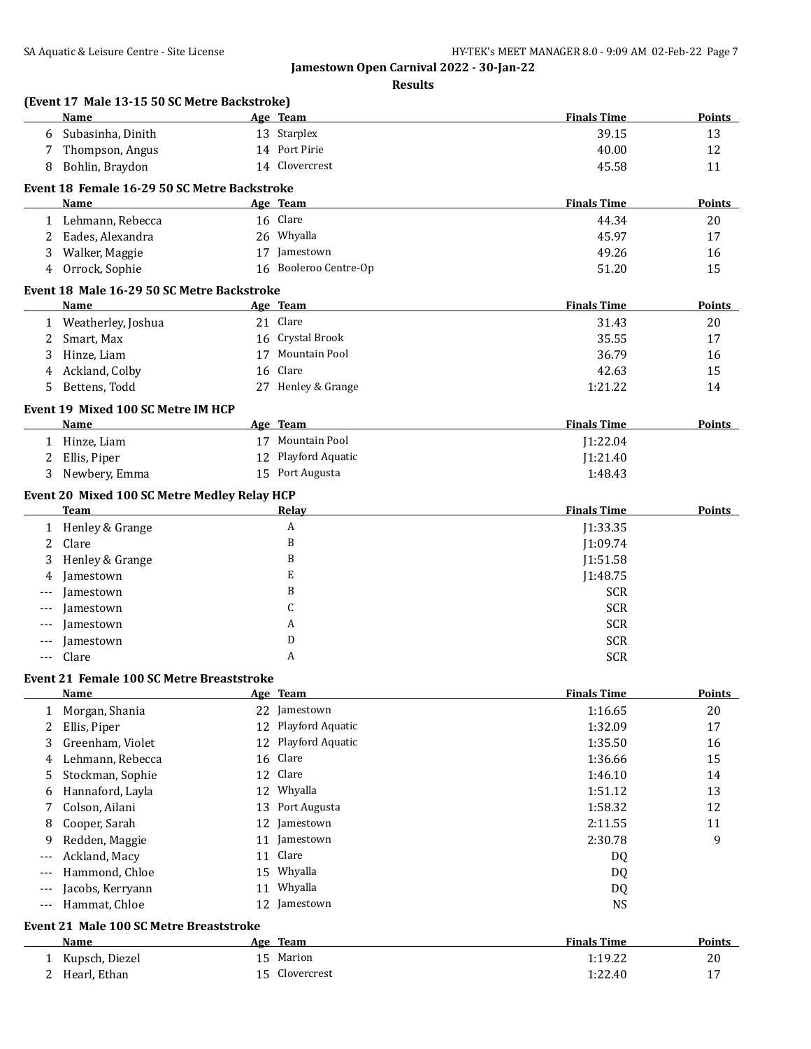## Jamestown Open Carnival 2022 - 30-Jan-22

### Results

### (Event 17 Male 13-15 50 SC Metre Backstroke)

| | Name | Age | Team | Finals Time | Points |
|---|---|---|---|---|---|
| 6 | Subasinha, Dinith | 13 | Starplex | 39.15 | 13 |
| 7 | Thompson, Angus | 14 | Port Pirie | 40.00 | 12 |
| 8 | Bohlin, Braydon | 14 | Clovercrest | 45.58 | 11 |

### Event 18 Female 16-29 50 SC Metre Backstroke

| | Name | Age | Team | Finals Time | Points |
|---|---|---|---|---|---|
| 1 | Lehmann, Rebecca | 16 | Clare | 44.34 | 20 |
| 2 | Eades, Alexandra | 26 | Whyalla | 45.97 | 17 |
| 3 | Walker, Maggie | 17 | Jamestown | 49.26 | 16 |
| 4 | Orrock, Sophie | 16 | Booleroo Centre-Op | 51.20 | 15 |

### Event 18 Male 16-29 50 SC Metre Backstroke

| | Name | Age | Team | Finals Time | Points |
|---|---|---|---|---|---|
| 1 | Weatherley, Joshua | 21 | Clare | 31.43 | 20 |
| 2 | Smart, Max | 16 | Crystal Brook | 35.55 | 17 |
| 3 | Hinze, Liam | 17 | Mountain Pool | 36.79 | 16 |
| 4 | Ackland, Colby | 16 | Clare | 42.63 | 15 |
| 5 | Bettens, Todd | 27 | Henley & Grange | 1:21.22 | 14 |

### Event 19 Mixed 100 SC Metre IM HCP

| | Name | Age | Team | Finals Time | Points |
|---|---|---|---|---|---|
| 1 | Hinze, Liam | 17 | Mountain Pool | J1:22.04 | |
| 2 | Ellis, Piper | 12 | Playford Aquatic | J1:21.40 | |
| 3 | Newbery, Emma | 15 | Port Augusta | 1:48.43 | |

### Event 20 Mixed 100 SC Metre Medley Relay HCP

| | Team | Relay | Finals Time | Points |
|---|---|---|---|---|
| 1 | Henley & Grange | A | J1:33.35 | |
| 2 | Clare | B | J1:09.74 | |
| 3 | Henley & Grange | B | J1:51.58 | |
| 4 | Jamestown | E | J1:48.75 | |
| --- | Jamestown | B | SCR | |
| --- | Jamestown | C | SCR | |
| --- | Jamestown | A | SCR | |
| --- | Jamestown | D | SCR | |
| --- | Clare | A | SCR | |

### Event 21 Female 100 SC Metre Breaststroke

| | Name | Age | Team | Finals Time | Points |
|---|---|---|---|---|---|
| 1 | Morgan, Shania | 22 | Jamestown | 1:16.65 | 20 |
| 2 | Ellis, Piper | 12 | Playford Aquatic | 1:32.09 | 17 |
| 3 | Greenham, Violet | 12 | Playford Aquatic | 1:35.50 | 16 |
| 4 | Lehmann, Rebecca | 16 | Clare | 1:36.66 | 15 |
| 5 | Stockman, Sophie | 12 | Clare | 1:46.10 | 14 |
| 6 | Hannaford, Layla | 12 | Whyalla | 1:51.12 | 13 |
| 7 | Colson, Ailani | 13 | Port Augusta | 1:58.32 | 12 |
| 8 | Cooper, Sarah | 12 | Jamestown | 2:11.55 | 11 |
| 9 | Redden, Maggie | 11 | Jamestown | 2:30.78 | 9 |
| --- | Ackland, Macy | 11 | Clare | DQ | |
| --- | Hammond, Chloe | 15 | Whyalla | DQ | |
| --- | Jacobs, Kerryann | 11 | Whyalla | DQ | |
| --- | Hammat, Chloe | 12 | Jamestown | NS | |

### Event 21 Male 100 SC Metre Breaststroke

| | Name | Age | Team | Finals Time | Points |
|---|---|---|---|---|---|
| 1 | Kupsch, Diezel | 15 | Marion | 1:19.22 | 20 |
| 2 | Hearl, Ethan | 15 | Clovercrest | 1:22.40 | 17 |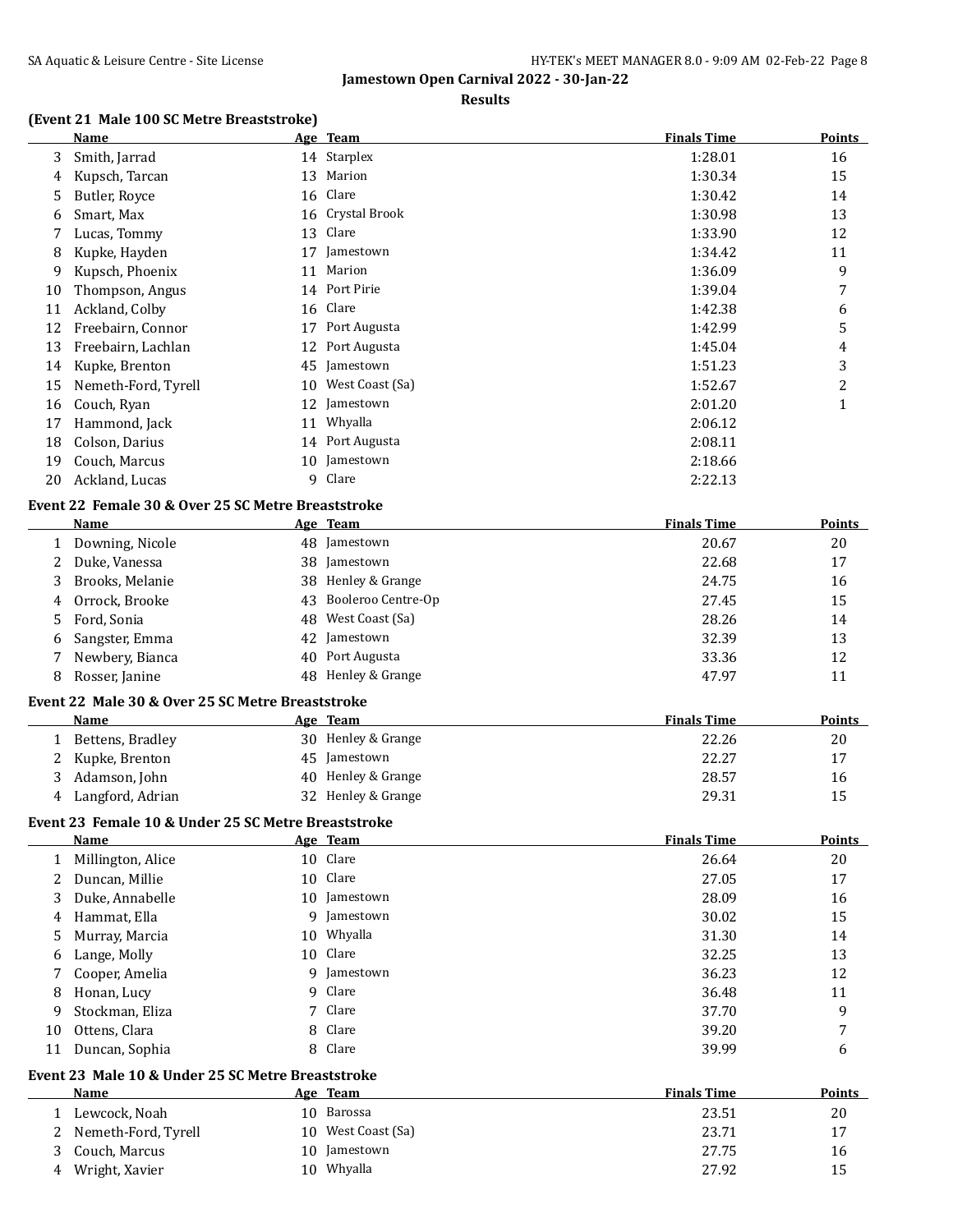**Jamestown Open Carnival 2022 - 30-Jan-22**

**Results**

### (Event 21 Male 100 SC Metre Breaststroke)

| | Name | Age | Team | Finals Time | Points |
|---|---|---|---|---|---|
| 3 | Smith, Jarrad | 14 | Starplex | 1:28.01 | 16 |
| 4 | Kupsch, Tarcan | 13 | Marion | 1:30.34 | 15 |
| 5 | Butler, Royce | 16 | Clare | 1:30.42 | 14 |
| 6 | Smart, Max | 16 | Crystal Brook | 1:30.98 | 13 |
| 7 | Lucas, Tommy | 13 | Clare | 1:33.90 | 12 |
| 8 | Kupke, Hayden | 17 | Jamestown | 1:34.42 | 11 |
| 9 | Kupsch, Phoenix | 11 | Marion | 1:36.09 | 9 |
| 10 | Thompson, Angus | 14 | Port Pirie | 1:39.04 | 7 |
| 11 | Ackland, Colby | 16 | Clare | 1:42.38 | 6 |
| 12 | Freebairn, Connor | 17 | Port Augusta | 1:42.99 | 5 |
| 13 | Freebairn, Lachlan | 12 | Port Augusta | 1:45.04 | 4 |
| 14 | Kupke, Brenton | 45 | Jamestown | 1:51.23 | 3 |
| 15 | Nemeth-Ford, Tyrell | 10 | West Coast (Sa) | 1:52.67 | 2 |
| 16 | Couch, Ryan | 12 | Jamestown | 2:01.20 | 1 |
| 17 | Hammond, Jack | 11 | Whyalla | 2:06.12 | |
| 18 | Colson, Darius | 14 | Port Augusta | 2:08.11 | |
| 19 | Couch, Marcus | 10 | Jamestown | 2:18.66 | |
| 20 | Ackland, Lucas | 9 | Clare | 2:22.13 | |

### Event 22 Female 30 & Over 25 SC Metre Breaststroke

| | Name | Age | Team | Finals Time | Points |
|---|---|---|---|---|---|
| 1 | Downing, Nicole | 48 | Jamestown | 20.67 | 20 |
| 2 | Duke, Vanessa | 38 | Jamestown | 22.68 | 17 |
| 3 | Brooks, Melanie | 38 | Henley & Grange | 24.75 | 16 |
| 4 | Orrock, Brooke | 43 | Booleroo Centre-Op | 27.45 | 15 |
| 5 | Ford, Sonia | 48 | West Coast (Sa) | 28.26 | 14 |
| 6 | Sangster, Emma | 42 | Jamestown | 32.39 | 13 |
| 7 | Newbery, Bianca | 40 | Port Augusta | 33.36 | 12 |
| 8 | Rosser, Janine | 48 | Henley & Grange | 47.97 | 11 |

### Event 22 Male 30 & Over 25 SC Metre Breaststroke

| | Name | Age | Team | Finals Time | Points |
|---|---|---|---|---|---|
| 1 | Bettens, Bradley | 30 | Henley & Grange | 22.26 | 20 |
| 2 | Kupke, Brenton | 45 | Jamestown | 22.27 | 17 |
| 3 | Adamson, John | 40 | Henley & Grange | 28.57 | 16 |
| 4 | Langford, Adrian | 32 | Henley & Grange | 29.31 | 15 |

### Event 23 Female 10 & Under 25 SC Metre Breaststroke

| | Name | Age | Team | Finals Time | Points |
|---|---|---|---|---|---|
| 1 | Millington, Alice | 10 | Clare | 26.64 | 20 |
| 2 | Duncan, Millie | 10 | Clare | 27.05 | 17 |
| 3 | Duke, Annabelle | 10 | Jamestown | 28.09 | 16 |
| 4 | Hammat, Ella | 9 | Jamestown | 30.02 | 15 |
| 5 | Murray, Marcia | 10 | Whyalla | 31.30 | 14 |
| 6 | Lange, Molly | 10 | Clare | 32.25 | 13 |
| 7 | Cooper, Amelia | 9 | Jamestown | 36.23 | 12 |
| 8 | Honan, Lucy | 9 | Clare | 36.48 | 11 |
| 9 | Stockman, Eliza | 7 | Clare | 37.70 | 9 |
| 10 | Ottens, Clara | 8 | Clare | 39.20 | 7 |
| 11 | Duncan, Sophia | 8 | Clare | 39.99 | 6 |

### Event 23 Male 10 & Under 25 SC Metre Breaststroke

| | Name | Age | Team | Finals Time | Points |
|---|---|---|---|---|---|
| 1 | Lewcock, Noah | 10 | Barossa | 23.51 | 20 |
| 2 | Nemeth-Ford, Tyrell | 10 | West Coast (Sa) | 23.71 | 17 |
| 3 | Couch, Marcus | 10 | Jamestown | 27.75 | 16 |
| 4 | Wright, Xavier | 10 | Whyalla | 27.92 | 15 |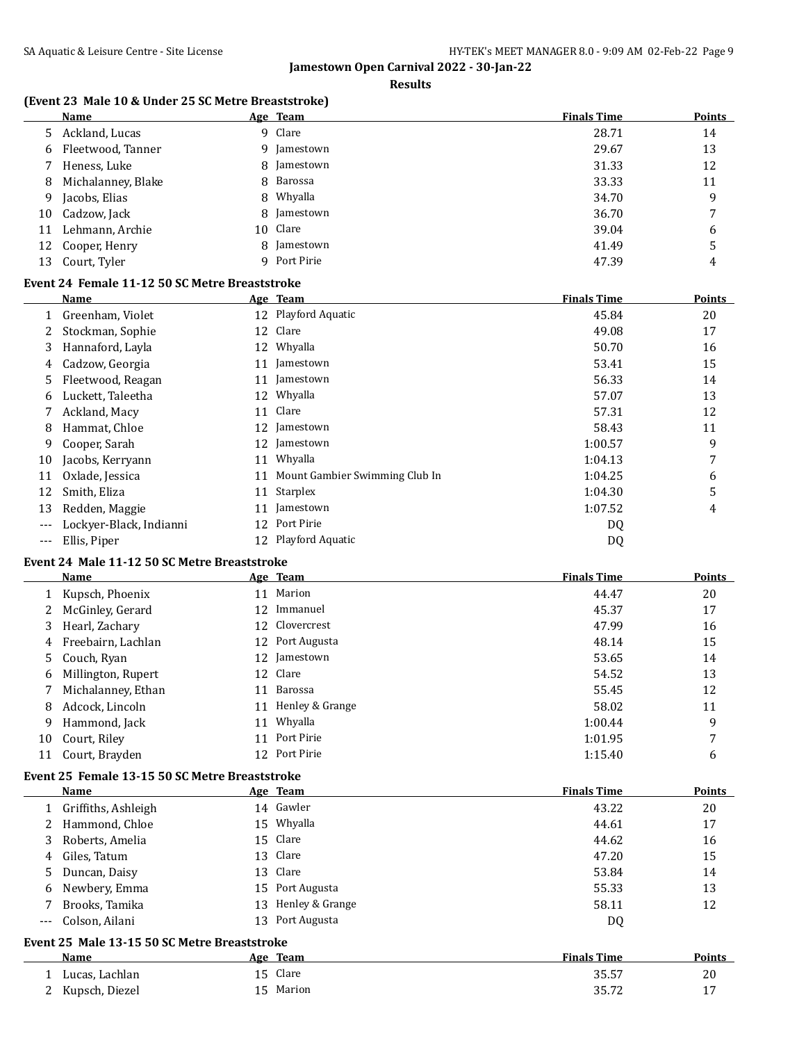## Jamestown Open Carnival 2022 - 30-Jan-22

### Results

**(Event 23 Male 10 & Under 25 SC Metre Breaststroke)**

| | Name | Age | Team | Finals Time | Points |
|---|---|---|---|---|---|
| 5 | Ackland, Lucas | 9 | Clare | 28.71 | 14 |
| 6 | Fleetwood, Tanner | 9 | Jamestown | 29.67 | 13 |
| 7 | Heness, Luke | 8 | Jamestown | 31.33 | 12 |
| 8 | Michalanney, Blake | 8 | Barossa | 33.33 | 11 |
| 9 | Jacobs, Elias | 8 | Whyalla | 34.70 | 9 |
| 10 | Cadzow, Jack | 8 | Jamestown | 36.70 | 7 |
| 11 | Lehmann, Archie | 10 | Clare | 39.04 | 6 |
| 12 | Cooper, Henry | 8 | Jamestown | 41.49 | 5 |
| 13 | Court, Tyler | 9 | Port Pirie | 47.39 | 4 |

**Event 24 Female 11-12 50 SC Metre Breaststroke**

| | Name | Age | Team | Finals Time | Points |
|---|---|---|---|---|---|
| 1 | Greenham, Violet | 12 | Playford Aquatic | 45.84 | 20 |
| 2 | Stockman, Sophie | 12 | Clare | 49.08 | 17 |
| 3 | Hannaford, Layla | 12 | Whyalla | 50.70 | 16 |
| 4 | Cadzow, Georgia | 11 | Jamestown | 53.41 | 15 |
| 5 | Fleetwood, Reagan | 11 | Jamestown | 56.33 | 14 |
| 6 | Luckett, Taleetha | 12 | Whyalla | 57.07 | 13 |
| 7 | Ackland, Macy | 11 | Clare | 57.31 | 12 |
| 8 | Hammat, Chloe | 12 | Jamestown | 58.43 | 11 |
| 9 | Cooper, Sarah | 12 | Jamestown | 1:00.57 | 9 |
| 10 | Jacobs, Kerryann | 11 | Whyalla | 1:04.13 | 7 |
| 11 | Oxlade, Jessica | 11 | Mount Gambier Swimming Club In | 1:04.25 | 6 |
| 12 | Smith, Eliza | 11 | Starplex | 1:04.30 | 5 |
| 13 | Redden, Maggie | 11 | Jamestown | 1:07.52 | 4 |
| --- | Lockyer-Black, Indianni | 12 | Port Pirie | DQ | |
| --- | Ellis, Piper | 12 | Playford Aquatic | DQ | |

**Event 24 Male 11-12 50 SC Metre Breaststroke**

| | Name | Age | Team | Finals Time | Points |
|---|---|---|---|---|---|
| 1 | Kupsch, Phoenix | 11 | Marion | 44.47 | 20 |
| 2 | McGinley, Gerard | 12 | Immanuel | 45.37 | 17 |
| 3 | Hearl, Zachary | 12 | Clovercrest | 47.99 | 16 |
| 4 | Freebairn, Lachlan | 12 | Port Augusta | 48.14 | 15 |
| 5 | Couch, Ryan | 12 | Jamestown | 53.65 | 14 |
| 6 | Millington, Rupert | 12 | Clare | 54.52 | 13 |
| 7 | Michalanney, Ethan | 11 | Barossa | 55.45 | 12 |
| 8 | Adcock, Lincoln | 11 | Henley & Grange | 58.02 | 11 |
| 9 | Hammond, Jack | 11 | Whyalla | 1:00.44 | 9 |
| 10 | Court, Riley | 11 | Port Pirie | 1:01.95 | 7 |
| 11 | Court, Brayden | 12 | Port Pirie | 1:15.40 | 6 |

**Event 25 Female 13-15 50 SC Metre Breaststroke**

| | Name | Age | Team | Finals Time | Points |
|---|---|---|---|---|---|
| 1 | Griffiths, Ashleigh | 14 | Gawler | 43.22 | 20 |
| 2 | Hammond, Chloe | 15 | Whyalla | 44.61 | 17 |
| 3 | Roberts, Amelia | 15 | Clare | 44.62 | 16 |
| 4 | Giles, Tatum | 13 | Clare | 47.20 | 15 |
| 5 | Duncan, Daisy | 13 | Clare | 53.84 | 14 |
| 6 | Newbery, Emma | 15 | Port Augusta | 55.33 | 13 |
| 7 | Brooks, Tamika | 13 | Henley & Grange | 58.11 | 12 |
| --- | Colson, Ailani | 13 | Port Augusta | DQ | |

**Event 25 Male 13-15 50 SC Metre Breaststroke**

| | Name | Age | Team | Finals Time | Points |
|---|---|---|---|---|---|
| 1 | Lucas, Lachlan | 15 | Clare | 35.57 | 20 |
| 2 | Kupsch, Diezel | 15 | Marion | 35.72 | 17 |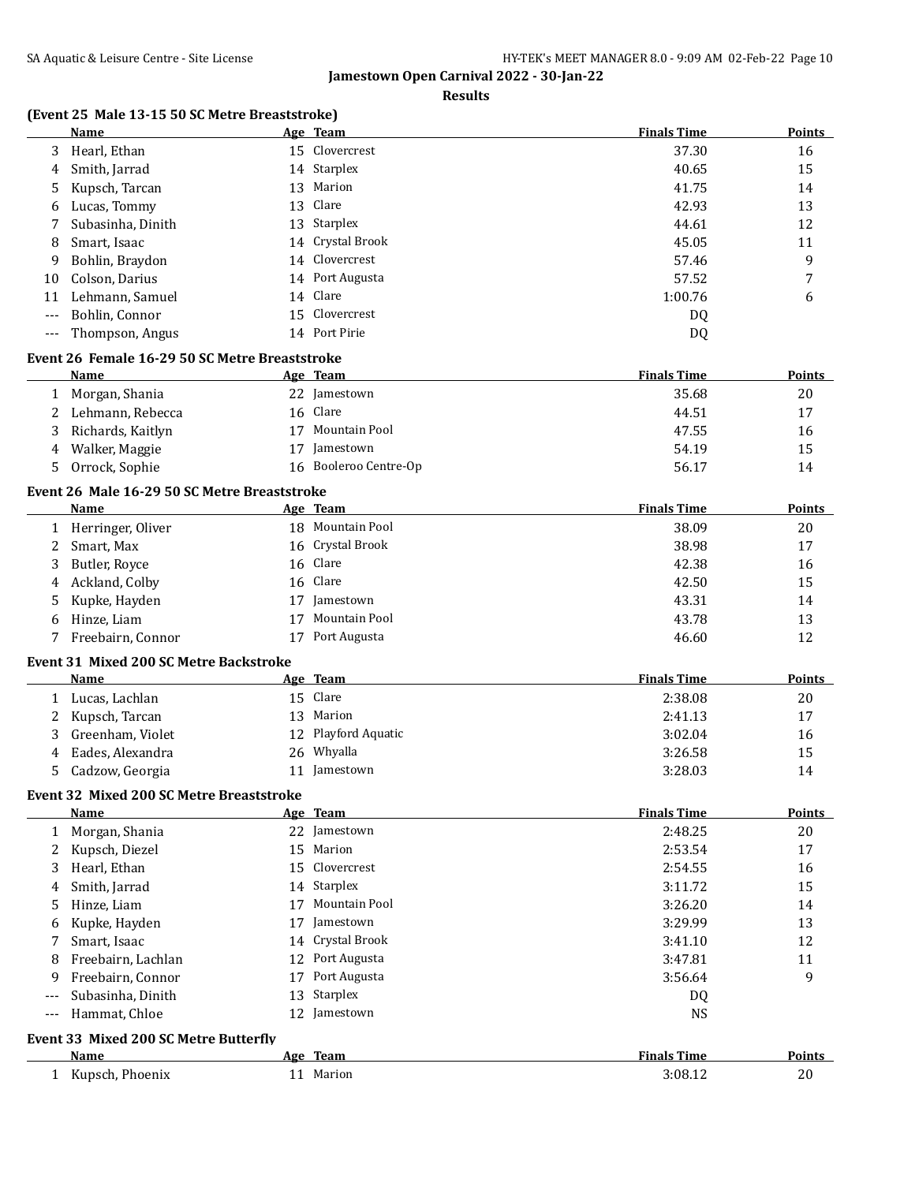## Jamestown Open Carnival 2022 - 30-Jan-22

### Results

**(Event 25 Male 13-15 50 SC Metre Breaststroke)**

| | Name | Age | Team | Finals Time | Points |
|---|---|---|---|---|---|
| 3 | Hearl, Ethan | 15 | Clovercrest | 37.30 | 16 |
| 4 | Smith, Jarrad | 14 | Starplex | 40.65 | 15 |
| 5 | Kupsch, Tarcan | 13 | Marion | 41.75 | 14 |
| 6 | Lucas, Tommy | 13 | Clare | 42.93 | 13 |
| 7 | Subasinha, Dinith | 13 | Starplex | 44.61 | 12 |
| 8 | Smart, Isaac | 14 | Crystal Brook | 45.05 | 11 |
| 9 | Bohlin, Braydon | 14 | Clovercrest | 57.46 | 9 |
| 10 | Colson, Darius | 14 | Port Augusta | 57.52 | 7 |
| 11 | Lehmann, Samuel | 14 | Clare | 1:00.76 | 6 |
| --- | Bohlin, Connor | 15 | Clovercrest | DQ | |
| --- | Thompson, Angus | 14 | Port Pirie | DQ | |

**Event 26 Female 16-29 50 SC Metre Breaststroke**

| | Name | Age | Team | Finals Time | Points |
|---|---|---|---|---|---|
| 1 | Morgan, Shania | 22 | Jamestown | 35.68 | 20 |
| 2 | Lehmann, Rebecca | 16 | Clare | 44.51 | 17 |
| 3 | Richards, Kaitlyn | 17 | Mountain Pool | 47.55 | 16 |
| 4 | Walker, Maggie | 17 | Jamestown | 54.19 | 15 |
| 5 | Orrock, Sophie | 16 | Booleroo Centre-Op | 56.17 | 14 |

**Event 26 Male 16-29 50 SC Metre Breaststroke**

| | Name | Age | Team | Finals Time | Points |
|---|---|---|---|---|---|
| 1 | Herringer, Oliver | 18 | Mountain Pool | 38.09 | 20 |
| 2 | Smart, Max | 16 | Crystal Brook | 38.98 | 17 |
| 3 | Butler, Royce | 16 | Clare | 42.38 | 16 |
| 4 | Ackland, Colby | 16 | Clare | 42.50 | 15 |
| 5 | Kupke, Hayden | 17 | Jamestown | 43.31 | 14 |
| 6 | Hinze, Liam | 17 | Mountain Pool | 43.78 | 13 |
| 7 | Freebairn, Connor | 17 | Port Augusta | 46.60 | 12 |

**Event 31 Mixed 200 SC Metre Backstroke**

| | Name | Age | Team | Finals Time | Points |
|---|---|---|---|---|---|
| 1 | Lucas, Lachlan | 15 | Clare | 2:38.08 | 20 |
| 2 | Kupsch, Tarcan | 13 | Marion | 2:41.13 | 17 |
| 3 | Greenham, Violet | 12 | Playford Aquatic | 3:02.04 | 16 |
| 4 | Eades, Alexandra | 26 | Whyalla | 3:26.58 | 15 |
| 5 | Cadzow, Georgia | 11 | Jamestown | 3:28.03 | 14 |

**Event 32 Mixed 200 SC Metre Breaststroke**

| | Name | Age | Team | Finals Time | Points |
|---|---|---|---|---|---|
| 1 | Morgan, Shania | 22 | Jamestown | 2:48.25 | 20 |
| 2 | Kupsch, Diezel | 15 | Marion | 2:53.54 | 17 |
| 3 | Hearl, Ethan | 15 | Clovercrest | 2:54.55 | 16 |
| 4 | Smith, Jarrad | 14 | Starplex | 3:11.72 | 15 |
| 5 | Hinze, Liam | 17 | Mountain Pool | 3:26.20 | 14 |
| 6 | Kupke, Hayden | 17 | Jamestown | 3:29.99 | 13 |
| 7 | Smart, Isaac | 14 | Crystal Brook | 3:41.10 | 12 |
| 8 | Freebairn, Lachlan | 12 | Port Augusta | 3:47.81 | 11 |
| 9 | Freebairn, Connor | 17 | Port Augusta | 3:56.64 | 9 |
| --- | Subasinha, Dinith | 13 | Starplex | DQ | |
| --- | Hammat, Chloe | 12 | Jamestown | NS | |

**Event 33 Mixed 200 SC Metre Butterfly**

| | Name | Age | Team | Finals Time | Points |
|---|---|---|---|---|---|
| 1 | Kupsch, Phoenix | 11 | Marion | 3:08.12 | 20 |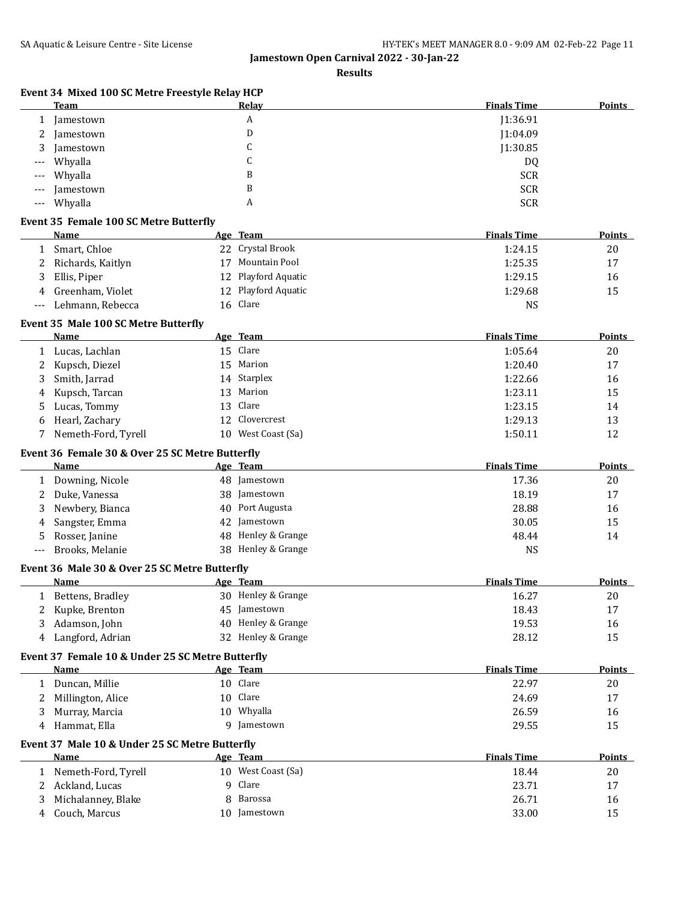# Jamestown Open Carnival 2022 - 30-Jan-22

## Results

### Event 34 Mixed 100 SC Metre Freestyle Relay HCP

| | Team | Relay | Finals Time | Points |
|---|---|---|---|---|
| 1 | Jamestown | A | J1:36.91 | |
| 2 | Jamestown | D | J1:04.09 | |
| 3 | Jamestown | C | J1:30.85 | |
| --- | Whyalla | C | DQ | |
| --- | Whyalla | B | SCR | |
| --- | Jamestown | B | SCR | |
| --- | Whyalla | A | SCR | |

### Event 35 Female 100 SC Metre Butterfly

| | Name | Age | Team | Finals Time | Points |
|---|---|---|---|---|---|
| 1 | Smart, Chloe | 22 | Crystal Brook | 1:24.15 | 20 |
| 2 | Richards, Kaitlyn | 17 | Mountain Pool | 1:25.35 | 17 |
| 3 | Ellis, Piper | 12 | Playford Aquatic | 1:29.15 | 16 |
| 4 | Greenham, Violet | 12 | Playford Aquatic | 1:29.68 | 15 |
| --- | Lehmann, Rebecca | 16 | Clare | NS | |

### Event 35 Male 100 SC Metre Butterfly

| | Name | Age | Team | Finals Time | Points |
|---|---|---|---|---|---|
| 1 | Lucas, Lachlan | 15 | Clare | 1:05.64 | 20 |
| 2 | Kupsch, Diezel | 15 | Marion | 1:20.40 | 17 |
| 3 | Smith, Jarrad | 14 | Starplex | 1:22.66 | 16 |
| 4 | Kupsch, Tarcan | 13 | Marion | 1:23.11 | 15 |
| 5 | Lucas, Tommy | 13 | Clare | 1:23.15 | 14 |
| 6 | Hearl, Zachary | 12 | Clovercrest | 1:29.13 | 13 |
| 7 | Nemeth-Ford, Tyrell | 10 | West Coast (Sa) | 1:50.11 | 12 |

### Event 36 Female 30 & Over 25 SC Metre Butterfly

| | Name | Age | Team | Finals Time | Points |
|---|---|---|---|---|---|
| 1 | Downing, Nicole | 48 | Jamestown | 17.36 | 20 |
| 2 | Duke, Vanessa | 38 | Jamestown | 18.19 | 17 |
| 3 | Newbery, Bianca | 40 | Port Augusta | 28.88 | 16 |
| 4 | Sangster, Emma | 42 | Jamestown | 30.05 | 15 |
| 5 | Rosser, Janine | 48 | Henley & Grange | 48.44 | 14 |
| --- | Brooks, Melanie | 38 | Henley & Grange | NS | |

### Event 36 Male 30 & Over 25 SC Metre Butterfly

| | Name | Age | Team | Finals Time | Points |
|---|---|---|---|---|---|
| 1 | Bettens, Bradley | 30 | Henley & Grange | 16.27 | 20 |
| 2 | Kupke, Brenton | 45 | Jamestown | 18.43 | 17 |
| 3 | Adamson, John | 40 | Henley & Grange | 19.53 | 16 |
| 4 | Langford, Adrian | 32 | Henley & Grange | 28.12 | 15 |

### Event 37 Female 10 & Under 25 SC Metre Butterfly

| | Name | Age | Team | Finals Time | Points |
|---|---|---|---|---|---|
| 1 | Duncan, Millie | 10 | Clare | 22.97 | 20 |
| 2 | Millington, Alice | 10 | Clare | 24.69 | 17 |
| 3 | Murray, Marcia | 10 | Whyalla | 26.59 | 16 |
| 4 | Hammat, Ella | 9 | Jamestown | 29.55 | 15 |

### Event 37 Male 10 & Under 25 SC Metre Butterfly

| | Name | Age | Team | Finals Time | Points |
|---|---|---|---|---|---|
| 1 | Nemeth-Ford, Tyrell | 10 | West Coast (Sa) | 18.44 | 20 |
| 2 | Ackland, Lucas | 9 | Clare | 23.71 | 17 |
| 3 | Michalanney, Blake | 8 | Barossa | 26.71 | 16 |
| 4 | Couch, Marcus | 10 | Jamestown | 33.00 | 15 |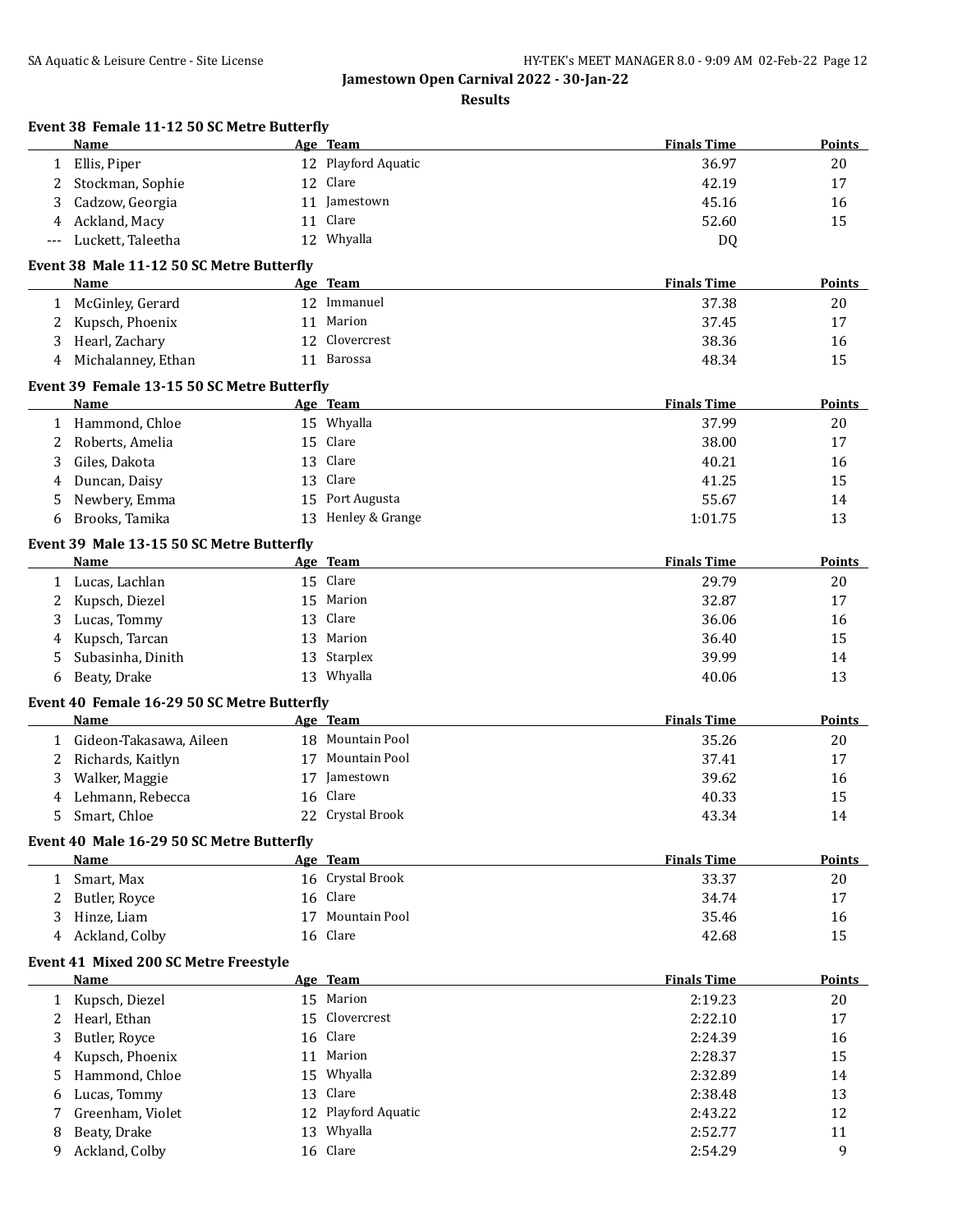# Jamestown Open Carnival 2022 - 30-Jan-22

## Results

### Event 38 Female 11-12 50 SC Metre Butterfly

| | Name | Age | Team | Finals Time | Points |
|---|---|---|---|---|---|
| 1 | Ellis, Piper | 12 | Playford Aquatic | 36.97 | 20 |
| 2 | Stockman, Sophie | 12 | Clare | 42.19 | 17 |
| 3 | Cadzow, Georgia | 11 | Jamestown | 45.16 | 16 |
| 4 | Ackland, Macy | 11 | Clare | 52.60 | 15 |
| --- | Luckett, Taleetha | 12 | Whyalla | DQ | |

### Event 38 Male 11-12 50 SC Metre Butterfly

| | Name | Age | Team | Finals Time | Points |
|---|---|---|---|---|---|
| 1 | McGinley, Gerard | 12 | Immanuel | 37.38 | 20 |
| 2 | Kupsch, Phoenix | 11 | Marion | 37.45 | 17 |
| 3 | Hearl, Zachary | 12 | Clovercrest | 38.36 | 16 |
| 4 | Michalanney, Ethan | 11 | Barossa | 48.34 | 15 |

### Event 39 Female 13-15 50 SC Metre Butterfly

| | Name | Age | Team | Finals Time | Points |
|---|---|---|---|---|---|
| 1 | Hammond, Chloe | 15 | Whyalla | 37.99 | 20 |
| 2 | Roberts, Amelia | 15 | Clare | 38.00 | 17 |
| 3 | Giles, Dakota | 13 | Clare | 40.21 | 16 |
| 4 | Duncan, Daisy | 13 | Clare | 41.25 | 15 |
| 5 | Newbery, Emma | 15 | Port Augusta | 55.67 | 14 |
| 6 | Brooks, Tamika | 13 | Henley & Grange | 1:01.75 | 13 |

### Event 39 Male 13-15 50 SC Metre Butterfly

| | Name | Age | Team | Finals Time | Points |
|---|---|---|---|---|---|
| 1 | Lucas, Lachlan | 15 | Clare | 29.79 | 20 |
| 2 | Kupsch, Diezel | 15 | Marion | 32.87 | 17 |
| 3 | Lucas, Tommy | 13 | Clare | 36.06 | 16 |
| 4 | Kupsch, Tarcan | 13 | Marion | 36.40 | 15 |
| 5 | Subasinha, Dinith | 13 | Starplex | 39.99 | 14 |
| 6 | Beaty, Drake | 13 | Whyalla | 40.06 | 13 |

### Event 40 Female 16-29 50 SC Metre Butterfly

| | Name | Age | Team | Finals Time | Points |
|---|---|---|---|---|---|
| 1 | Gideon-Takasawa, Aileen | 18 | Mountain Pool | 35.26 | 20 |
| 2 | Richards, Kaitlyn | 17 | Mountain Pool | 37.41 | 17 |
| 3 | Walker, Maggie | 17 | Jamestown | 39.62 | 16 |
| 4 | Lehmann, Rebecca | 16 | Clare | 40.33 | 15 |
| 5 | Smart, Chloe | 22 | Crystal Brook | 43.34 | 14 |

### Event 40 Male 16-29 50 SC Metre Butterfly

| | Name | Age | Team | Finals Time | Points |
|---|---|---|---|---|---|
| 1 | Smart, Max | 16 | Crystal Brook | 33.37 | 20 |
| 2 | Butler, Royce | 16 | Clare | 34.74 | 17 |
| 3 | Hinze, Liam | 17 | Mountain Pool | 35.46 | 16 |
| 4 | Ackland, Colby | 16 | Clare | 42.68 | 15 |

### Event 41 Mixed 200 SC Metre Freestyle

| | Name | Age | Team | Finals Time | Points |
|---|---|---|---|---|---|
| 1 | Kupsch, Diezel | 15 | Marion | 2:19.23 | 20 |
| 2 | Hearl, Ethan | 15 | Clovercrest | 2:22.10 | 17 |
| 3 | Butler, Royce | 16 | Clare | 2:24.39 | 16 |
| 4 | Kupsch, Phoenix | 11 | Marion | 2:28.37 | 15 |
| 5 | Hammond, Chloe | 15 | Whyalla | 2:32.89 | 14 |
| 6 | Lucas, Tommy | 13 | Clare | 2:38.48 | 13 |
| 7 | Greenham, Violet | 12 | Playford Aquatic | 2:43.22 | 12 |
| 8 | Beaty, Drake | 13 | Whyalla | 2:52.77 | 11 |
| 9 | Ackland, Colby | 16 | Clare | 2:54.29 | 9 |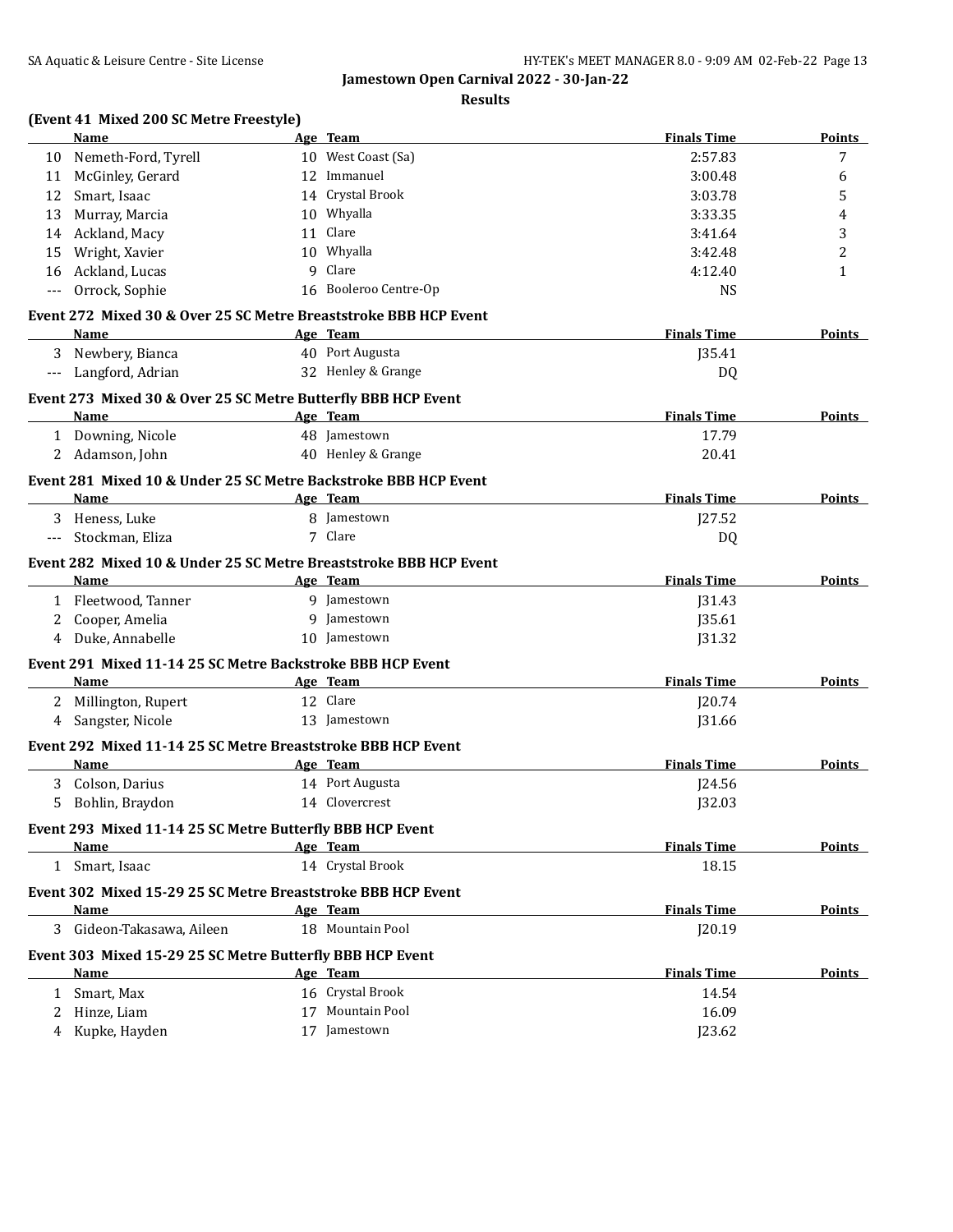**Jamestown Open Carnival 2022 - 30-Jan-22**

**Results**

### (Event 41 Mixed 200 SC Metre Freestyle)

| | Name | Age | Team | Finals Time | Points |
|---|---|---|---|---|---|
| 10 | Nemeth-Ford, Tyrell | 10 | West Coast (Sa) | 2:57.83 | 7 |
| 11 | McGinley, Gerard | 12 | Immanuel | 3:00.48 | 6 |
| 12 | Smart, Isaac | 14 | Crystal Brook | 3:03.78 | 5 |
| 13 | Murray, Marcia | 10 | Whyalla | 3:33.35 | 4 |
| 14 | Ackland, Macy | 11 | Clare | 3:41.64 | 3 |
| 15 | Wright, Xavier | 10 | Whyalla | 3:42.48 | 2 |
| 16 | Ackland, Lucas | 9 | Clare | 4:12.40 | 1 |
| --- | Orrock, Sophie | 16 | Booleroo Centre-Op | NS | |

### Event 272 Mixed 30 & Over 25 SC Metre Breaststroke BBB HCP Event

| | Name | Age | Team | Finals Time | Points |
|---|---|---|---|---|---|
| 3 | Newbery, Bianca | 40 | Port Augusta | J35.41 | |
| --- | Langford, Adrian | 32 | Henley & Grange | DQ | |

### Event 273 Mixed 30 & Over 25 SC Metre Butterfly BBB HCP Event

| | Name | Age | Team | Finals Time | Points |
|---|---|---|---|---|---|
| 1 | Downing, Nicole | 48 | Jamestown | 17.79 | |
| 2 | Adamson, John | 40 | Henley & Grange | 20.41 | |

### Event 281 Mixed 10 & Under 25 SC Metre Backstroke BBB HCP Event

| | Name | Age | Team | Finals Time | Points |
|---|---|---|---|---|---|
| 3 | Heness, Luke | 8 | Jamestown | J27.52 | |
| --- | Stockman, Eliza | 7 | Clare | DQ | |

### Event 282 Mixed 10 & Under 25 SC Metre Breaststroke BBB HCP Event

| | Name | Age | Team | Finals Time | Points |
|---|---|---|---|---|---|
| 1 | Fleetwood, Tanner | 9 | Jamestown | J31.43 | |
| 2 | Cooper, Amelia | 9 | Jamestown | J35.61 | |
| 4 | Duke, Annabelle | 10 | Jamestown | J31.32 | |

### Event 291 Mixed 11-14 25 SC Metre Backstroke BBB HCP Event

| | Name | Age | Team | Finals Time | Points |
|---|---|---|---|---|---|
| 2 | Millington, Rupert | 12 | Clare | J20.74 | |
| 4 | Sangster, Nicole | 13 | Jamestown | J31.66 | |

### Event 292 Mixed 11-14 25 SC Metre Breaststroke BBB HCP Event

| | Name | Age | Team | Finals Time | Points |
|---|---|---|---|---|---|
| 3 | Colson, Darius | 14 | Port Augusta | J24.56 | |
| 5 | Bohlin, Braydon | 14 | Clovercrest | J32.03 | |

### Event 293 Mixed 11-14 25 SC Metre Butterfly BBB HCP Event

| | Name | Age | Team | Finals Time | Points |
|---|---|---|---|---|---|
| 1 | Smart, Isaac | 14 | Crystal Brook | 18.15 | |

### Event 302 Mixed 15-29 25 SC Metre Breaststroke BBB HCP Event

| | Name | Age | Team | Finals Time | Points |
|---|---|---|---|---|---|
| 3 | Gideon-Takasawa, Aileen | 18 | Mountain Pool | J20.19 | |

### Event 303 Mixed 15-29 25 SC Metre Butterfly BBB HCP Event

| | Name | Age | Team | Finals Time | Points |
|---|---|---|---|---|---|
| 1 | Smart, Max | 16 | Crystal Brook | 14.54 | |
| 2 | Hinze, Liam | 17 | Mountain Pool | 16.09 | |
| 4 | Kupke, Hayden | 17 | Jamestown | J23.62 | |